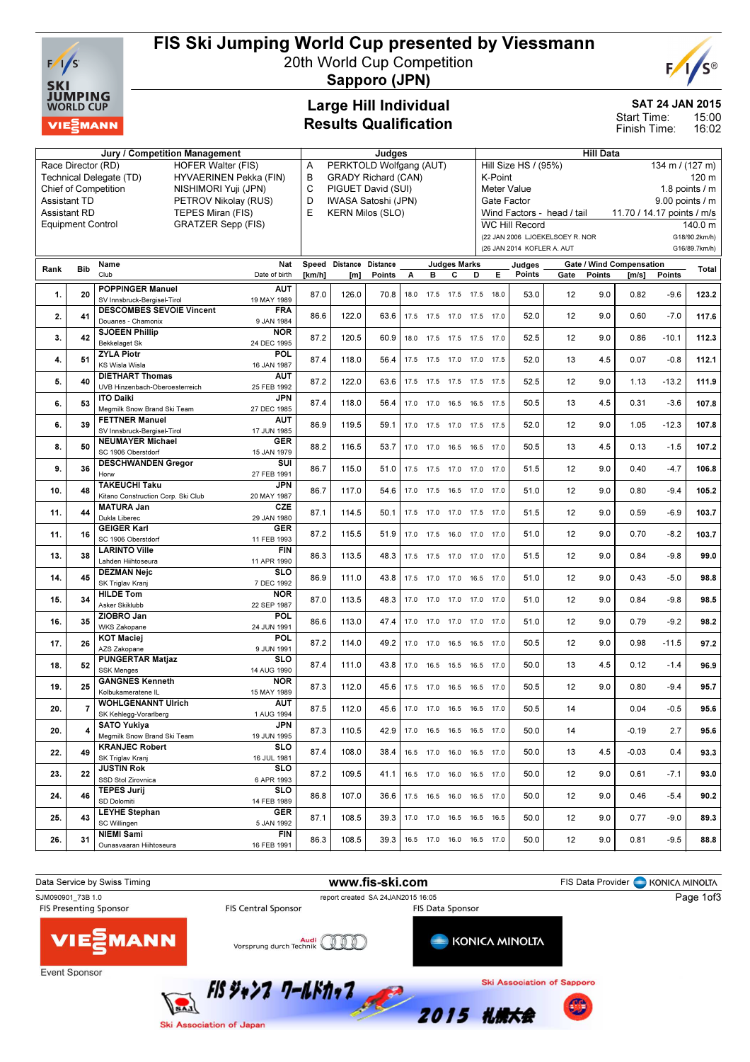# FIS Ski Jumping World Cup presented by Viessmann

## 20th World Cup Competition

## Sapporo (JPN)

### Large Hill Individual
### Results Qualification

**SAT 24 JAN 2015**
Start Time: 15:00
Finish Time: 16:02

| Jury / Competition Management | | Judges | | Hill Data | |
|---|---|---|---|---|---|
| Race Director (RD) | HOFER Walter (FIS) | A | PERKTOLD Wolfgang (AUT) | Hill Size HS / (95%) | 134 m / (127 m) |
| Technical Delegate (TD) | HYVAERINEN Pekka (FIN) | B | GRADY Richard (CAN) | K-Point | 120 m |
| Chief of Competition | NISHIMORI Yuji (JPN) | C | PIGUET David (SUI) | Meter Value | 1.8 points / m |
| Assistant TD | PETROV Nikolay (RUS) | D | IWASA Satoshi (JPN) | Gate Factor | 9.00 points / m |
| Assistant RD | TEPES Miran (FIS) | E | KERN Milos (SLO) | Wind Factors - head / tail | 11.70 / 14.17 points / m/s |
| Equipment Control | GRATZER Sepp (FIS) | | | WC Hill Record | 140.0 m |
| | | | | (22 JAN 2006 LJOEKELSOEY R. NOR | G18/90.2km/h) |
| | | | | (26 JAN 2014 KOFLER A. AUT | G16/89.7km/h) |

| Rank | Bib | Name / Club | Nat / Date of birth | Speed [km/h] | Distance [m] | Distance Points | A | B | C | D | E | Judges Points | Gate | Gate Points | Wind [m/s] | Wind Points | Total |
|---|---|---|---|---|---|---|---|---|---|---|---|---|---|---|---|---|---|
| 1. | 20 | POPPINGER Manuel<br>SV Innsbruck-Bergisel-Tirol | AUT<br>19 MAY 1989 | 87.0 | 126.0 | 70.8 | 18.0 | 17.5 | 17.5 | 17.5 | 18.0 | 53.0 | 12 | 9.0 | 0.82 | -9.6 | 123.2 |
| 2. | 41 | DESCOMBES SEVOIE Vincent<br>Douanes - Chamonix | FRA<br>9 JAN 1984 | 86.6 | 122.0 | 63.6 | 17.5 | 17.5 | 17.0 | 17.5 | 17.0 | 52.0 | 12 | 9.0 | 0.60 | -7.0 | 117.6 |
| 3. | 42 | SJOEEN Phillip<br>Bekkelaget Sk | NOR<br>24 DEC 1995 | 87.2 | 120.5 | 60.9 | 18.0 | 17.5 | 17.5 | 17.5 | 17.0 | 52.5 | 12 | 9.0 | 0.86 | -10.1 | 112.3 |
| 4. | 51 | ZYLA Piotr<br>KS Wisla Wisla | POL<br>16 JAN 1987 | 87.4 | 118.0 | 56.4 | 17.5 | 17.5 | 17.0 | 17.0 | 17.5 | 52.0 | 13 | 4.5 | 0.07 | -0.8 | 112.1 |
| 5. | 40 | DIETHART Thomas<br>UVB Hinzenbach-Oberoesterreich | AUT<br>25 FEB 1992 | 87.2 | 122.0 | 63.6 | 17.5 | 17.5 | 17.5 | 17.5 | 17.5 | 52.5 | 12 | 9.0 | 1.13 | -13.2 | 111.9 |
| 6. | 53 | ITO Daiki<br>Megmilk Snow Brand Ski Team | JPN<br>27 DEC 1985 | 87.4 | 118.0 | 56.4 | 17.0 | 17.0 | 16.5 | 16.5 | 17.5 | 50.5 | 13 | 4.5 | 0.31 | -3.6 | 107.8 |
| 6. | 39 | FETTNER Manuel<br>SV Innsbruck-Bergisel-Tirol | AUT<br>17 JUN 1985 | 86.9 | 119.5 | 59.1 | 17.0 | 17.5 | 17.0 | 17.5 | 17.5 | 52.0 | 12 | 9.0 | 1.05 | -12.3 | 107.8 |
| 8. | 50 | NEUMAYER Michael<br>SC 1906 Oberstdorf | GER<br>15 JAN 1979 | 88.2 | 116.5 | 53.7 | 17.0 | 17.0 | 16.5 | 16.5 | 17.0 | 50.5 | 13 | 4.5 | 0.13 | -1.5 | 107.2 |
| 9. | 36 | DESCHWANDEN Gregor<br>Horw | SUI<br>27 FEB 1991 | 86.7 | 115.0 | 51.0 | 17.5 | 17.5 | 17.0 | 17.0 | 17.0 | 51.5 | 12 | 9.0 | 0.40 | -4.7 | 106.8 |
| 10. | 48 | TAKEUCHI Taku<br>Kitano Construction Corp. Ski Club | JPN<br>20 MAY 1987 | 86.7 | 117.0 | 54.6 | 17.0 | 17.5 | 16.5 | 17.0 | 17.0 | 51.0 | 12 | 9.0 | 0.80 | -9.4 | 105.2 |
| 11. | 44 | MATURA Jan<br>Dukla Liberec | CZE<br>29 JAN 1980 | 87.1 | 114.5 | 50.1 | 17.5 | 17.0 | 17.0 | 17.5 | 17.0 | 51.5 | 12 | 9.0 | 0.59 | -6.9 | 103.7 |
| 11. | 16 | GEIGER Karl<br>SC 1906 Oberstdorf | GER<br>11 FEB 1993 | 87.2 | 115.5 | 51.9 | 17.0 | 17.5 | 16.0 | 17.0 | 17.0 | 51.0 | 12 | 9.0 | 0.70 | -8.2 | 103.7 |
| 13. | 38 | LARINTO Ville<br>Lahden Hiihtoseura | FIN<br>11 APR 1990 | 86.3 | 113.5 | 48.3 | 17.5 | 17.5 | 17.0 | 17.0 | 17.0 | 51.5 | 12 | 9.0 | 0.84 | -9.8 | 99.0 |
| 14. | 45 | DEZMAN Nejc<br>SK Triglav Kranj | SLO<br>7 DEC 1992 | 86.9 | 111.0 | 43.8 | 17.5 | 17.0 | 17.0 | 16.5 | 17.0 | 51.0 | 12 | 9.0 | 0.43 | -5.0 | 98.8 |
| 15. | 34 | HILDE Tom<br>Asker Skiklubb | NOR<br>22 SEP 1987 | 87.0 | 113.5 | 48.3 | 17.0 | 17.0 | 17.0 | 17.0 | 17.0 | 51.0 | 12 | 9.0 | 0.84 | -9.8 | 98.5 |
| 16. | 35 | ZIOBRO Jan<br>WKS Zakopane | POL<br>24 JUN 1991 | 86.6 | 113.0 | 47.4 | 17.0 | 17.0 | 17.0 | 17.0 | 17.0 | 51.0 | 12 | 9.0 | 0.79 | -9.2 | 98.2 |
| 17. | 26 | KOT Maciej<br>AZS Zakopane | POL<br>9 JUN 1991 | 87.2 | 114.0 | 49.2 | 17.0 | 17.0 | 16.5 | 16.5 | 17.0 | 50.5 | 12 | 9.0 | 0.98 | -11.5 | 97.2 |
| 18. | 52 | PUNGERTAR Matjaz<br>SSK Menges | SLO<br>14 AUG 1990 | 87.4 | 111.0 | 43.8 | 17.0 | 16.5 | 15.5 | 16.5 | 17.0 | 50.0 | 13 | 4.5 | 0.12 | -1.4 | 96.9 |
| 19. | 25 | GANGNES Kenneth<br>Kolbukameratene IL | NOR<br>15 MAY 1989 | 87.3 | 112.0 | 45.6 | 17.5 | 17.0 | 16.5 | 16.5 | 17.0 | 50.5 | 12 | 9.0 | 0.80 | -9.4 | 95.7 |
| 20. | 7 | WOHLGENANNT Ulrich<br>SK Kehlegg-Vorarlberg | AUT<br>1 AUG 1994 | 87.5 | 112.0 | 45.6 | 17.0 | 17.0 | 16.5 | 16.5 | 17.0 | 50.5 | 14 | | 0.04 | -0.5 | 95.6 |
| 20. | 4 | SATO Yukiya<br>Megmilk Snow Brand Ski Team | JPN<br>19 JUN 1995 | 87.3 | 110.5 | 42.9 | 17.0 | 16.5 | 16.5 | 16.5 | 17.0 | 50.0 | 14 | | -0.19 | 2.7 | 95.6 |
| 22. | 49 | KRANJEC Robert<br>SK Triglav Kranj | SLO<br>16 JUL 1981 | 87.4 | 108.0 | 38.4 | 16.5 | 17.0 | 16.0 | 16.5 | 17.0 | 50.0 | 13 | 4.5 | -0.03 | 0.4 | 93.3 |
| 23. | 22 | JUSTIN Rok<br>SSD Stol Zirovnica | SLO<br>6 APR 1993 | 87.2 | 109.5 | 41.1 | 16.5 | 17.0 | 16.0 | 16.5 | 17.0 | 50.0 | 12 | 9.0 | 0.61 | -7.1 | 93.0 |
| 24. | 46 | TEPES Jurij<br>SD Dolomiti | SLO<br>14 FEB 1989 | 86.8 | 107.0 | 36.6 | 17.5 | 16.5 | 16.0 | 16.5 | 17.0 | 50.0 | 12 | 9.0 | 0.46 | -5.4 | 90.2 |
| 25. | 43 | LEYHE Stephan<br>SC Willingen | GER<br>5 JAN 1992 | 87.1 | 108.5 | 39.3 | 17.0 | 17.0 | 16.5 | 16.5 | 16.5 | 50.0 | 12 | 9.0 | 0.77 | -9.0 | 89.3 |
| 26. | 31 | NIEMI Sami<br>Ounasvaaran Hiihtoseura | FIN<br>16 FEB 1991 | 86.3 | 108.5 | 39.3 | 16.5 | 17.0 | 16.0 | 16.5 | 17.0 | 50.0 | 12 | 9.0 | 0.81 | -9.5 | 88.8 |

Data Service by Swiss Timing — www.fis-ski.com — FIS Data Provider KONICA MINOLTA

SJM090901_73B 1.0 — report created SA 24JAN2015 16:05

FIS Presenting Sponsor: VIESSMANN — FIS Central Sponsor: Audi Vorsprung durch Technik — FIS Data Sponsor: KONICA MINOLTA

Event Sponsor

FIS ジャンプ ワールドカップ 2015 札幌大会 — Ski Association of Japan — Ski Association of Sapporo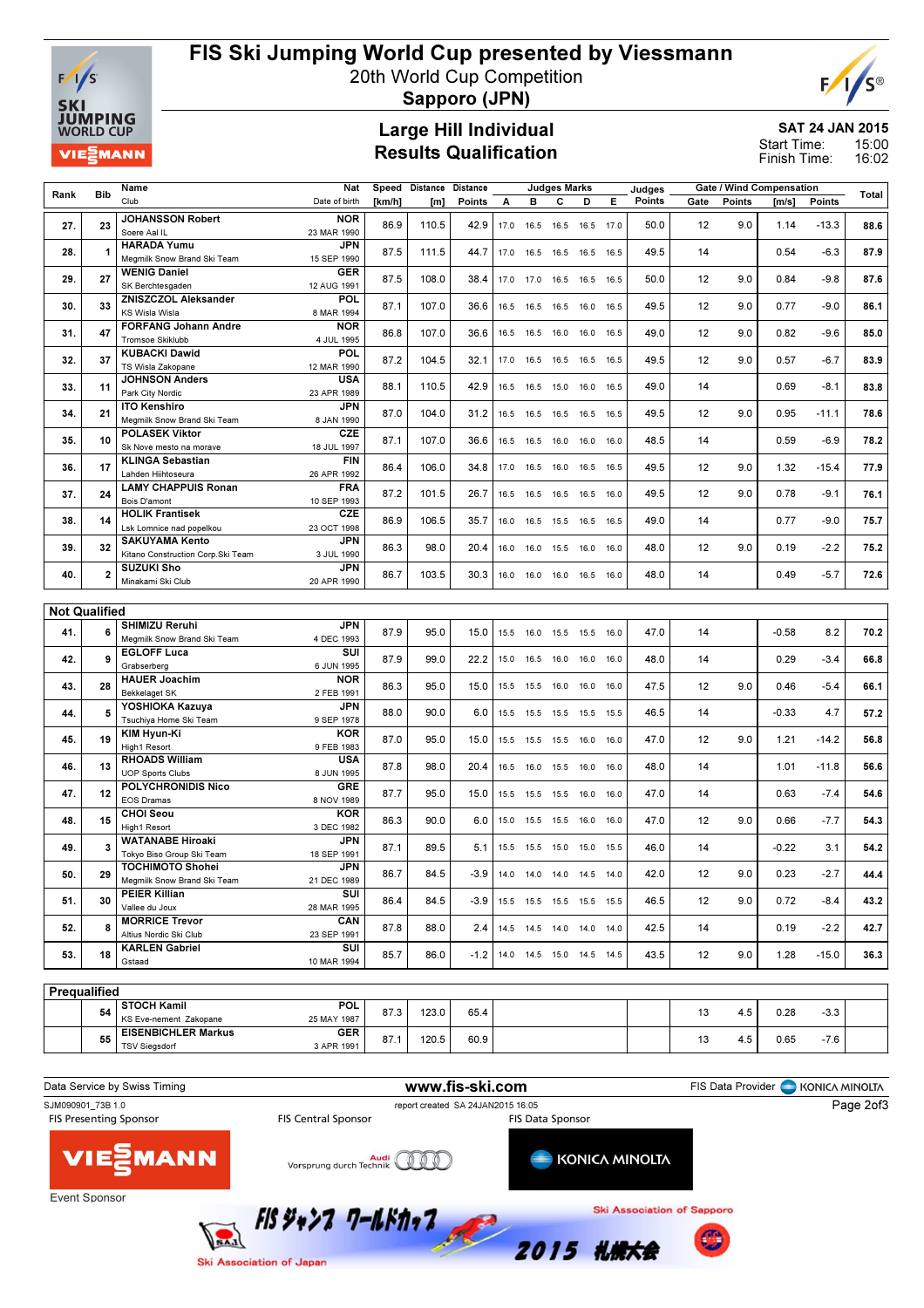# FIS Ski Jumping World Cup presented by Viessmann

20th World Cup Competition

**Sapporo (JPN)**

## Large Hill Individual
## Results Qualification

**SAT 24 JAN 2015**

Start Time: 15:00
Finish Time: 16:02

| Rank | Bib | Name / Club | Nat / Date of birth | Speed [km/h] | Distance [m] | Distance Points | A | B | C | D | E | Judges Points | Gate | Gate Points | Wind [m/s] | Wind Points | Total |
|---|---|---|---|---|---|---|---|---|---|---|---|---|---|---|---|---|---|
| 27. | 23 | JOHANSSON Robert / Soere Aal IL | NOR / 23 MAR 1990 | 86.9 | 110.5 | 42.9 | 17.0 | 16.5 | 16.5 | 16.5 | 17.0 | 50.0 | 12 | 9.0 | 1.14 | -13.3 | 88.6 |
| 28. | 1 | HARADA Yumu / Megmilk Snow Brand Ski Team | JPN / 15 SEP 1990 | 87.5 | 111.5 | 44.7 | 17.0 | 16.5 | 16.5 | 16.5 | 16.5 | 49.5 | 14 | | 0.54 | -6.3 | 87.9 |
| 29. | 27 | WENIG Daniel / SK Berchtesgaden | GER / 12 AUG 1991 | 87.5 | 108.0 | 38.4 | 17.0 | 17.0 | 16.5 | 16.5 | 16.5 | 50.0 | 12 | 9.0 | 0.84 | -9.8 | 87.6 |
| 30. | 33 | ZNISZCZOL Aleksander / KS Wisla Wisla | POL / 8 MAR 1994 | 87.1 | 107.0 | 36.6 | 16.5 | 16.5 | 16.5 | 16.0 | 16.5 | 49.5 | 12 | 9.0 | 0.77 | -9.0 | 86.1 |
| 31. | 47 | FORFANG Johann Andre / Tromsoe Skiklubb | NOR / 4 JUL 1995 | 86.8 | 107.0 | 36.6 | 16.5 | 16.5 | 16.0 | 16.0 | 16.5 | 49.0 | 12 | 9.0 | 0.82 | -9.6 | 85.0 |
| 32. | 37 | KUBACKI Dawid / TS Wisla Zakopane | POL / 12 MAR 1990 | 87.2 | 104.5 | 32.1 | 17.0 | 16.5 | 16.5 | 16.5 | 16.5 | 49.5 | 12 | 9.0 | 0.57 | -6.7 | 83.9 |
| 33. | 11 | JOHNSON Anders / Park City Nordic | USA / 23 APR 1989 | 88.1 | 110.5 | 42.9 | 16.5 | 16.5 | 15.0 | 16.0 | 16.5 | 49.0 | 14 | | 0.69 | -8.1 | 83.8 |
| 34. | 21 | ITO Kenshiro / Megmilk Snow Brand Ski Team | JPN / 8 JAN 1990 | 87.0 | 104.0 | 31.2 | 16.5 | 16.5 | 16.5 | 16.5 | 16.5 | 49.5 | 12 | 9.0 | 0.95 | -11.1 | 78.6 |
| 35. | 10 | POLASEK Viktor / Sk Nove mesto na morave | CZE / 18 JUL 1997 | 87.1 | 107.0 | 36.6 | 16.5 | 16.5 | 16.0 | 16.0 | 16.0 | 48.5 | 14 | | 0.59 | -6.9 | 78.2 |
| 36. | 17 | KLINGA Sebastian / Lahden Hiihtoseura | FIN / 26 APR 1992 | 86.4 | 106.0 | 34.8 | 17.0 | 16.5 | 16.0 | 16.5 | 16.5 | 49.5 | 12 | 9.0 | 1.32 | -15.4 | 77.9 |
| 37. | 24 | LAMY CHAPPUIS Ronan / Bois D'amont | FRA / 10 SEP 1993 | 87.2 | 101.5 | 26.7 | 16.5 | 16.5 | 16.5 | 16.5 | 16.0 | 49.5 | 12 | 9.0 | 0.78 | -9.1 | 76.1 |
| 38. | 14 | HOLIK Frantisek / Lsk Lomnice nad popelkou | CZE / 23 OCT 1998 | 86.9 | 106.5 | 35.7 | 16.0 | 16.5 | 15.5 | 16.5 | 16.5 | 49.0 | 14 | | 0.77 | -9.0 | 75.7 |
| 39. | 32 | SAKUYAMA Kento / Kitano Construction Corp.Ski Team | JPN / 3 JUL 1990 | 86.3 | 98.0 | 20.4 | 16.0 | 16.0 | 15.5 | 16.0 | 16.0 | 48.0 | 12 | 9.0 | 0.19 | -2.2 | 75.2 |
| 40. | 2 | SUZUKI Sho / Minakami Ski Club | JPN / 20 APR 1990 | 86.7 | 103.5 | 30.3 | 16.0 | 16.0 | 16.0 | 16.5 | 16.0 | 48.0 | 14 | | 0.49 | -5.7 | 72.6 |
| **Not Qualified** | | | | | | | | | | | | | | | | | |
| 41. | 6 | SHIMIZU Reruhi / Megmilk Snow Brand Ski Team | JPN / 4 DEC 1993 | 87.9 | 95.0 | 15.0 | 15.5 | 16.0 | 15.5 | 15.5 | 16.0 | 47.0 | 14 | | -0.58 | 8.2 | 70.2 |
| 42. | 9 | EGLOFF Luca / Grabserberg | SUI / 6 JUN 1995 | 87.9 | 99.0 | 22.2 | 15.0 | 16.5 | 16.0 | 16.0 | 16.0 | 48.0 | 14 | | 0.29 | -3.4 | 66.8 |
| 43. | 28 | HAUER Joachim / Bekkelaget SK | NOR / 2 FEB 1991 | 86.3 | 95.0 | 15.0 | 15.5 | 15.5 | 16.0 | 16.0 | 16.0 | 47.5 | 12 | 9.0 | 0.46 | -5.4 | 66.1 |
| 44. | 5 | YOSHIOKA Kazuya / Tsuchiya Home Ski Team | JPN / 9 SEP 1978 | 88.0 | 90.0 | 6.0 | 15.5 | 15.5 | 15.5 | 15.5 | 15.5 | 46.5 | 14 | | -0.33 | 4.7 | 57.2 |
| 45. | 19 | KIM Hyun-Ki / High1 Resort | KOR / 9 FEB 1983 | 87.0 | 95.0 | 15.0 | 15.5 | 15.5 | 15.5 | 16.0 | 16.0 | 47.0 | 12 | 9.0 | 1.21 | -14.2 | 56.8 |
| 46. | 13 | RHOADS William / UOP Sports Clubs | USA / 8 JUN 1995 | 87.8 | 98.0 | 20.4 | 16.5 | 16.0 | 15.5 | 16.0 | 16.0 | 48.0 | 14 | | 1.01 | -11.8 | 56.6 |
| 47. | 12 | POLYCHRONIDIS Nico / EOS Dramas | GRE / 8 NOV 1989 | 87.7 | 95.0 | 15.0 | 15.5 | 15.5 | 15.5 | 16.0 | 16.0 | 47.0 | 14 | | 0.63 | -7.4 | 54.6 |
| 48. | 15 | CHOI Seou / High1 Resort | KOR / 3 DEC 1982 | 86.3 | 90.0 | 6.0 | 15.0 | 15.5 | 15.5 | 16.0 | 16.0 | 47.0 | 12 | 9.0 | 0.66 | -7.7 | 54.3 |
| 49. | 3 | WATANABE Hiroaki / Tokyo Biso Group Ski Team | JPN / 18 SEP 1991 | 87.1 | 89.5 | 5.1 | 15.5 | 15.5 | 15.0 | 15.0 | 15.5 | 46.0 | 14 | | -0.22 | 3.1 | 54.2 |
| 50. | 29 | TOCHIMOTO Shohei / Megmilk Snow Brand Ski Team | JPN / 21 DEC 1989 | 86.7 | 84.5 | -3.9 | 14.0 | 14.0 | 14.0 | 14.5 | 14.0 | 42.0 | 12 | 9.0 | 0.23 | -2.7 | 44.4 |
| 51. | 30 | PEIER Killian / Vallee du Joux | SUI / 28 MAR 1995 | 86.4 | 84.5 | -3.9 | 15.5 | 15.5 | 15.5 | 15.5 | 15.5 | 46.5 | 12 | 9.0 | 0.72 | -8.4 | 43.2 |
| 52. | 8 | MORRICE Trevor / Altius Nordic Ski Club | CAN / 23 SEP 1991 | 87.8 | 88.0 | 2.4 | 14.5 | 14.5 | 14.0 | 14.0 | 14.0 | 42.5 | 14 | | 0.19 | -2.2 | 42.7 |
| 53. | 18 | KARLEN Gabriel / Gstaad | SUI / 10 MAR 1994 | 85.7 | 86.0 | -1.2 | 14.0 | 14.5 | 15.0 | 14.5 | 14.5 | 43.5 | 12 | 9.0 | 1.28 | -15.0 | 36.3 |
| **Prequalified** | | | | | | | | | | | | | | | | | |
| | 54 | STOCH Kamil / KS Eve-nement Zakopane | POL / 25 MAY 1987 | 87.3 | 123.0 | 65.4 | | | | | | | 13 | 4.5 | 0.28 | -3.3 | |
| | 55 | EISENBICHLER Markus / TSV Siegsdorf | GER / 3 APR 1991 | 87.1 | 120.5 | 60.9 | | | | | | | 13 | 4.5 | 0.65 | -7.6 | |

Data Service by Swiss Timing — www.fis-ski.com — FIS Data Provider KONICA MINOLTA

SJM090901_73B 1.0 — report created SA 24JAN2015 16:05

FIS Presenting Sponsor: VIESSMANN — FIS Central Sponsor: Audi Vorsprung durch Technik — FIS Data Sponsor: KONICA MINOLTA

Event Sponsor

Ski Association of Japan — FIS ジャンプ ワールドカップ 2015 札幌大会 — Ski Association of Sapporo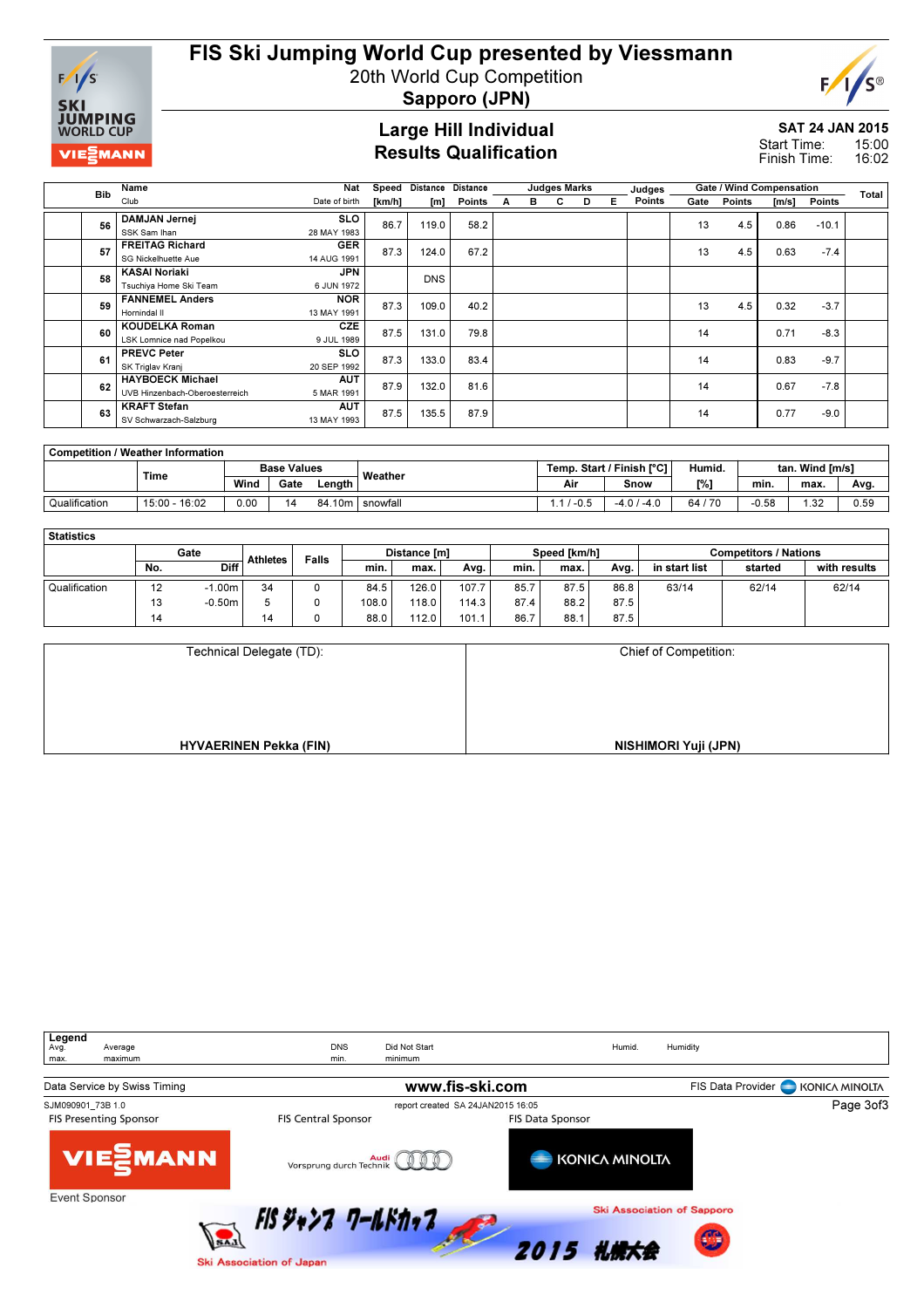# FIS Ski Jumping World Cup presented by Viessmann

20th World Cup Competition

**Sapporo (JPN)**

## Large Hill Individual
## Results Qualification

SAT 24 JAN 2015
Start Time: 15:00
Finish Time: 16:02

| Bib | Name / Club | Nat / Date of birth | Speed [km/h] | Distance [m] | Distance Points | A | B | C | D | E | Judges Points | Gate | Gate Points | Wind [m/s] | Wind Points | Total |
|---|---|---|---|---|---|---|---|---|---|---|---|---|---|---|---|---|
| 56 | DAMJAN Jernej / SSK Sam Ihan | SLO / 28 MAY 1983 | 86.7 | 119.0 | 58.2 | | | | | | | 13 | 4.5 | 0.86 | -10.1 | |
| 57 | FREITAG Richard / SG Nickelhuette Aue | GER / 14 AUG 1991 | 87.3 | 124.0 | 67.2 | | | | | | | 13 | 4.5 | 0.63 | -7.4 | |
| 58 | KASAI Noriaki / Tsuchiya Home Ski Team | JPN / 6 JUN 1972 | | DNS | | | | | | | | | | | | |
| 59 | FANNEMEL Anders / Hornindal Il | NOR / 13 MAY 1991 | 87.3 | 109.0 | 40.2 | | | | | | | 13 | 4.5 | 0.32 | -3.7 | |
| 60 | KOUDELKA Roman / LSK Lomnice nad Popelkou | CZE / 9 JUL 1989 | 87.5 | 131.0 | 79.8 | | | | | | | 14 | | 0.71 | -8.3 | |
| 61 | PREVC Peter / SK Triglav Kranj | SLO / 20 SEP 1992 | 87.3 | 133.0 | 83.4 | | | | | | | 14 | | 0.83 | -9.7 | |
| 62 | HAYBOECK Michael / UVB Hinzenbach-Oberoesterreich | AUT / 5 MAR 1991 | 87.9 | 132.0 | 81.6 | | | | | | | 14 | | 0.67 | -7.8 | |
| 63 | KRAFT Stefan / SV Schwarzach-Salzburg | AUT / 13 MAY 1993 | 87.5 | 135.5 | 87.9 | | | | | | | 14 | | 0.77 | -9.0 | |

### Competition / Weather Information

| | Time | Base Values | | | Weather | Temp. Start / Finish [°C] | | Humid. | tan. Wind [m/s] | | |
|---|---|---|---|---|---|---|---|---|---|---|---|
| | | Wind | Gate | Length | | Air | Snow | [%] | min. | max. | Avg. |
| Qualification | 15:00 - 16:02 | 0.00 | 14 | 84.10m | snowfall | 1.1 / -0.5 | -4.0 / -4.0 | 64 / 70 | -0.58 | 1.32 | 0.59 |

### Statistics

| | Gate | | Athletes | Falls | Distance [m] | | | Speed [km/h] | | | Competitors / Nations | | |
|---|---|---|---|---|---|---|---|---|---|---|---|---|---|
| | No. | Diff | | | min. | max. | Avg. | min. | max. | Avg. | in start list | started | with results |
| Qualification | 12 | -1.00m | 34 | 0 | 84.5 | 126.0 | 107.7 | 85.7 | 87.5 | 86.8 | 63/14 | 62/14 | 62/14 |
| | 13 | -0.50m | 5 | 0 | 108.0 | 118.0 | 114.3 | 87.4 | 88.2 | 87.5 | | | |
| | 14 | | 14 | 0 | 88.0 | 112.0 | 101.1 | 86.7 | 88.1 | 87.5 | | | |

| Technical Delegate (TD): | Chief of Competition: |
|---|---|
| **HYVAERINEN Pekka (FIN)** | **NISHIMORI Yuji (JPN)** |

**Legend**
Avg. Average; max. maximum; DNS Did Not Start; min. minimum; Humid. Humidity

Data Service by Swiss Timing — www.fis-ski.com — FIS Data Provider KONICA MINOLTA

SJM090901_73B 1.0 — report created SA 24JAN2015 16:05

FIS Presenting Sponsor: VIESSMANN — FIS Central Sponsor: Audi Vorsprung durch Technik — FIS Data Sponsor: KONICA MINOLTA

Event Sponsor: Ski Association of Japan — FIS ジャンプ ワールドカップ 2015 札幌大会 — Ski Association of Sapporo